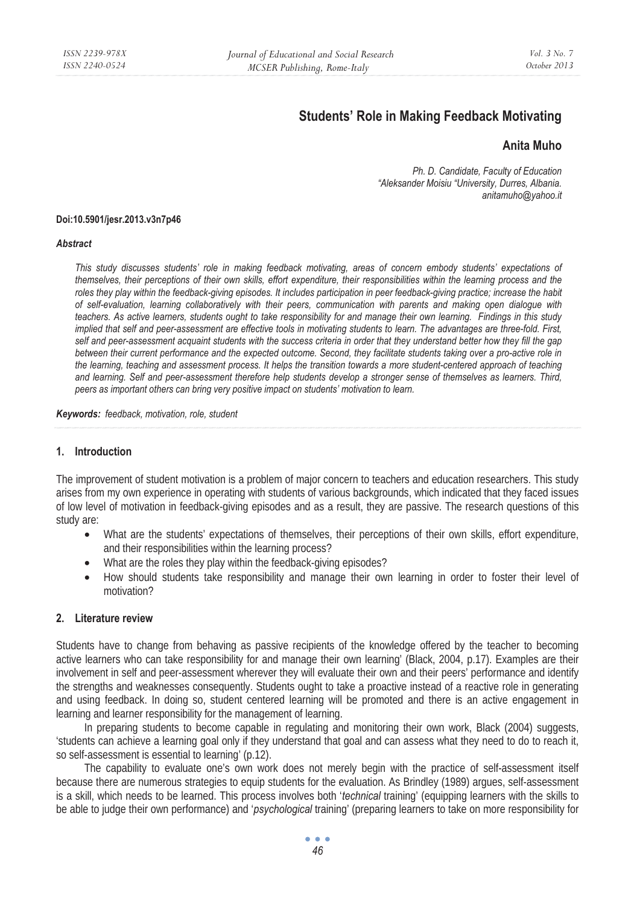# Students' Role in Making Feedback Motivating

**Anita Muho**

*Ph. D. Candidate, Faculty of Education*
*"Aleksander Moisiu "University, Durres, Albania.*
*anitamuho@yahoo.it*

**Doi:10.5901/jesr.2013.v3n7p46**

***Abstract***

*This study discusses students' role in making feedback motivating, areas of concern embody students' expectations of themselves, their perceptions of their own skills, effort expenditure, their responsibilities within the learning process and the roles they play within the feedback-giving episodes. It includes participation in peer feedback-giving practice; increase the habit of self-evaluation, learning collaboratively with their peers, communication with parents and making open dialogue with teachers. As active learners, students ought to take responsibility for and manage their own learning. Findings in this study implied that self and peer-assessment are effective tools in motivating students to learn. The advantages are three-fold. First, self and peer-assessment acquaint students with the success criteria in order that they understand better how they fill the gap between their current performance and the expected outcome. Second, they facilitate students taking over a pro-active role in the learning, teaching and assessment process. It helps the transition towards a more student-centered approach of teaching and learning. Self and peer-assessment therefore help students develop a stronger sense of themselves as learners. Third, peers as important others can bring very positive impact on students' motivation to learn.*

***Keywords:** feedback, motivation, role, student*

## 1. Introduction

The improvement of student motivation is a problem of major concern to teachers and education researchers. This study arises from my own experience in operating with students of various backgrounds, which indicated that they faced issues of low level of motivation in feedback-giving episodes and as a result, they are passive. The research questions of this study are:

- What are the students' expectations of themselves, their perceptions of their own skills, effort expenditure, and their responsibilities within the learning process?
- What are the roles they play within the feedback-giving episodes?
- How should students take responsibility and manage their own learning in order to foster their level of motivation?

## 2. Literature review

Students have to change from behaving as passive recipients of the knowledge offered by the teacher to becoming active learners who can take responsibility for and manage their own learning' (Black, 2004, p.17). Examples are their involvement in self and peer-assessment wherever they will evaluate their own and their peers' performance and identify the strengths and weaknesses consequently. Students ought to take a proactive instead of a reactive role in generating and using feedback. In doing so, student centered learning will be promoted and there is an active engagement in learning and learner responsibility for the management of learning.

In preparing students to become capable in regulating and monitoring their own work, Black (2004) suggests, 'students can achieve a learning goal only if they understand that goal and can assess what they need to do to reach it, so self-assessment is essential to learning' (p.12).

The capability to evaluate one's own work does not merely begin with the practice of self-assessment itself because there are numerous strategies to equip students for the evaluation. As Brindley (1989) argues, self-assessment is a skill, which needs to be learned. This process involves both '*technical* training' (equipping learners with the skills to be able to judge their own performance) and '*psychological* training' (preparing learners to take on more responsibility for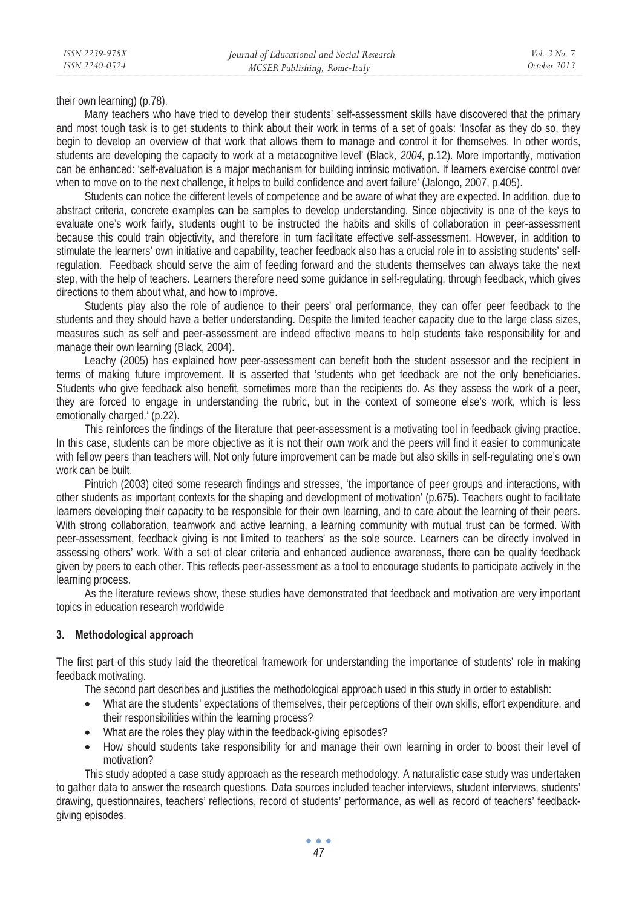their own learning) (p.78).

Many teachers who have tried to develop their students' self-assessment skills have discovered that the primary and most tough task is to get students to think about their work in terms of a set of goals: 'Insofar as they do so, they begin to develop an overview of that work that allows them to manage and control it for themselves. In other words, students are developing the capacity to work at a metacognitive level' (Black, *2004*, p.12). More importantly, motivation can be enhanced: 'self-evaluation is a major mechanism for building intrinsic motivation. If learners exercise control over when to move on to the next challenge, it helps to build confidence and avert failure' (Jalongo, 2007, p.405).

Students can notice the different levels of competence and be aware of what they are expected. In addition, due to abstract criteria, concrete examples can be samples to develop understanding. Since objectivity is one of the keys to evaluate one's work fairly, students ought to be instructed the habits and skills of collaboration in peer-assessment because this could train objectivity, and therefore in turn facilitate effective self-assessment. However, in addition to stimulate the learners' own initiative and capability, teacher feedback also has a crucial role in to assisting students' self-regulation. Feedback should serve the aim of feeding forward and the students themselves can always take the next step, with the help of teachers. Learners therefore need some guidance in self-regulating, through feedback, which gives directions to them about what, and how to improve.

Students play also the role of audience to their peers' oral performance, they can offer peer feedback to the students and they should have a better understanding. Despite the limited teacher capacity due to the large class sizes, measures such as self and peer-assessment are indeed effective means to help students take responsibility for and manage their own learning (Black, 2004).

Leachy (2005) has explained how peer-assessment can benefit both the student assessor and the recipient in terms of making future improvement. It is asserted that 'students who get feedback are not the only beneficiaries. Students who give feedback also benefit, sometimes more than the recipients do. As they assess the work of a peer, they are forced to engage in understanding the rubric, but in the context of someone else's work, which is less emotionally charged.' (p.22).

This reinforces the findings of the literature that peer-assessment is a motivating tool in feedback giving practice. In this case, students can be more objective as it is not their own work and the peers will find it easier to communicate with fellow peers than teachers will. Not only future improvement can be made but also skills in self-regulating one's own work can be built.

Pintrich (2003) cited some research findings and stresses, 'the importance of peer groups and interactions, with other students as important contexts for the shaping and development of motivation' (p.675). Teachers ought to facilitate learners developing their capacity to be responsible for their own learning, and to care about the learning of their peers. With strong collaboration, teamwork and active learning, a learning community with mutual trust can be formed. With peer-assessment, feedback giving is not limited to teachers' as the sole source. Learners can be directly involved in assessing others' work. With a set of clear criteria and enhanced audience awareness, there can be quality feedback given by peers to each other. This reflects peer-assessment as a tool to encourage students to participate actively in the learning process.

As the literature reviews show, these studies have demonstrated that feedback and motivation are very important topics in education research worldwide

## 3. Methodological approach

The first part of this study laid the theoretical framework for understanding the importance of students' role in making feedback motivating.

The second part describes and justifies the methodological approach used in this study in order to establish:

- What are the students' expectations of themselves, their perceptions of their own skills, effort expenditure, and their responsibilities within the learning process?
- What are the roles they play within the feedback-giving episodes?
- How should students take responsibility for and manage their own learning in order to boost their level of motivation?

This study adopted a case study approach as the research methodology. A naturalistic case study was undertaken to gather data to answer the research questions. Data sources included teacher interviews, student interviews, students' drawing, questionnaires, teachers' reflections, record of students' performance, as well as record of teachers' feedback-giving episodes.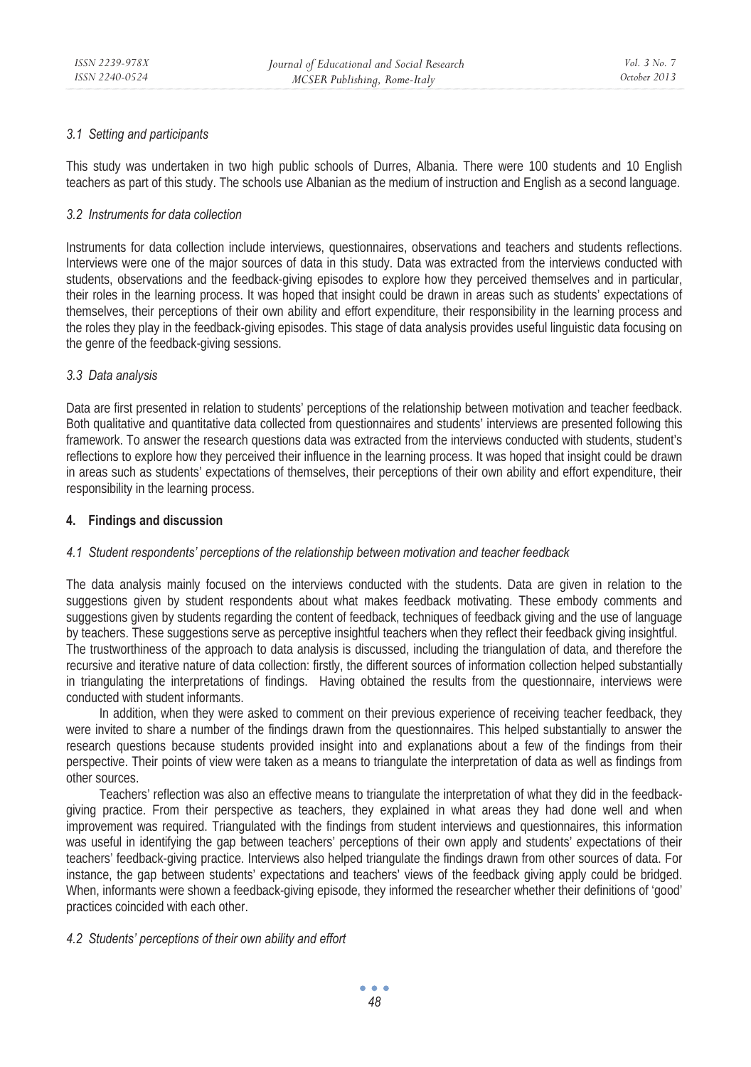### *3.1 Setting and participants*

This study was undertaken in two high public schools of Durres, Albania. There were 100 students and 10 English teachers as part of this study. The schools use Albanian as the medium of instruction and English as a second language.

### *3.2 Instruments for data collection*

Instruments for data collection include interviews, questionnaires, observations and teachers and students reflections. Interviews were one of the major sources of data in this study. Data was extracted from the interviews conducted with students, observations and the feedback-giving episodes to explore how they perceived themselves and in particular, their roles in the learning process. It was hoped that insight could be drawn in areas such as students' expectations of themselves, their perceptions of their own ability and effort expenditure, their responsibility in the learning process and the roles they play in the feedback-giving episodes. This stage of data analysis provides useful linguistic data focusing on the genre of the feedback-giving sessions.

### *3.3 Data analysis*

Data are first presented in relation to students' perceptions of the relationship between motivation and teacher feedback. Both qualitative and quantitative data collected from questionnaires and students' interviews are presented following this framework. To answer the research questions data was extracted from the interviews conducted with students, student's reflections to explore how they perceived their influence in the learning process. It was hoped that insight could be drawn in areas such as students' expectations of themselves, their perceptions of their own ability and effort expenditure, their responsibility in the learning process.

## 4. Findings and discussion

### *4.1 Student respondents' perceptions of the relationship between motivation and teacher feedback*

The data analysis mainly focused on the interviews conducted with the students. Data are given in relation to the suggestions given by student respondents about what makes feedback motivating. These embody comments and suggestions given by students regarding the content of feedback, techniques of feedback giving and the use of language by teachers. These suggestions serve as perceptive insightful teachers when they reflect their feedback giving insightful. The trustworthiness of the approach to data analysis is discussed, including the triangulation of data, and therefore the recursive and iterative nature of data collection: firstly, the different sources of information collection helped substantially in triangulating the interpretations of findings. Having obtained the results from the questionnaire, interviews were conducted with student informants.

In addition, when they were asked to comment on their previous experience of receiving teacher feedback, they were invited to share a number of the findings drawn from the questionnaires. This helped substantially to answer the research questions because students provided insight into and explanations about a few of the findings from their perspective. Their points of view were taken as a means to triangulate the interpretation of data as well as findings from other sources.

Teachers' reflection was also an effective means to triangulate the interpretation of what they did in the feedback-giving practice. From their perspective as teachers, they explained in what areas they had done well and when improvement was required. Triangulated with the findings from student interviews and questionnaires, this information was useful in identifying the gap between teachers' perceptions of their own apply and students' expectations of their teachers' feedback-giving practice. Interviews also helped triangulate the findings drawn from other sources of data. For instance, the gap between students' expectations and teachers' views of the feedback giving apply could be bridged. When, informants were shown a feedback-giving episode, they informed the researcher whether their definitions of 'good' practices coincided with each other.

### *4.2 Students' perceptions of their own ability and effort*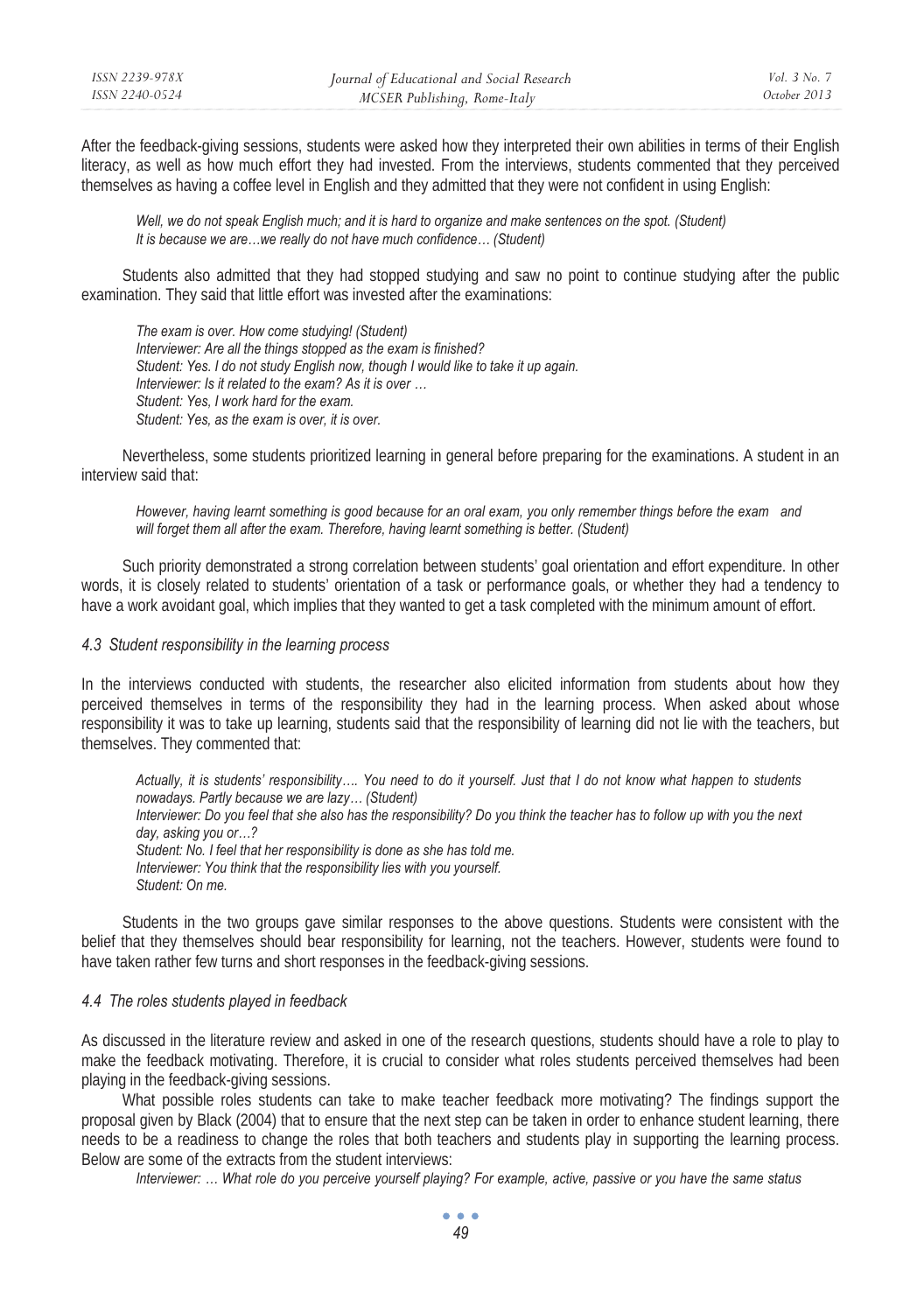After the feedback-giving sessions, students were asked how they interpreted their own abilities in terms of their English literacy, as well as how much effort they had invested. From the interviews, students commented that they perceived themselves as having a coffee level in English and they admitted that they were not confident in using English:

> *Well, we do not speak English much; and it is hard to organize and make sentences on the spot. (Student)*
> *It is because we are…we really do not have much confidence… (Student)*

Students also admitted that they had stopped studying and saw no point to continue studying after the public examination. They said that little effort was invested after the examinations:

> *The exam is over. How come studying! (Student)*
> *Interviewer: Are all the things stopped as the exam is finished?*
> *Student: Yes. I do not study English now, though I would like to take it up again.*
> *Interviewer: Is it related to the exam? As it is over …*
> *Student: Yes, I work hard for the exam.*
> *Student: Yes, as the exam is over, it is over.*

Nevertheless, some students prioritized learning in general before preparing for the examinations. A student in an interview said that:

> *However, having learnt something is good because for an oral exam, you only remember things before the exam and will forget them all after the exam. Therefore, having learnt something is better. (Student)*

Such priority demonstrated a strong correlation between students' goal orientation and effort expenditure. In other words, it is closely related to students' orientation of a task or performance goals, or whether they had a tendency to have a work avoidant goal, which implies that they wanted to get a task completed with the minimum amount of effort.

### *4.3 Student responsibility in the learning process*

In the interviews conducted with students, the researcher also elicited information from students about how they perceived themselves in terms of the responsibility they had in the learning process. When asked about whose responsibility it was to take up learning, students said that the responsibility of learning did not lie with the teachers, but themselves. They commented that:

> *Actually, it is students' responsibility…. You need to do it yourself. Just that I do not know what happen to students nowadays. Partly because we are lazy… (Student)*
> *Interviewer: Do you feel that she also has the responsibility? Do you think the teacher has to follow up with you the next day, asking you or…?*
> *Student: No. I feel that her responsibility is done as she has told me.*
> *Interviewer: You think that the responsibility lies with you yourself.*
> *Student: On me.*

Students in the two groups gave similar responses to the above questions. Students were consistent with the belief that they themselves should bear responsibility for learning, not the teachers. However, students were found to have taken rather few turns and short responses in the feedback-giving sessions.

### *4.4 The roles students played in feedback*

As discussed in the literature review and asked in one of the research questions, students should have a role to play to make the feedback motivating. Therefore, it is crucial to consider what roles students perceived themselves had been playing in the feedback-giving sessions.

What possible roles students can take to make teacher feedback more motivating? The findings support the proposal given by Black (2004) that to ensure that the next step can be taken in order to enhance student learning, there needs to be a readiness to change the roles that both teachers and students play in supporting the learning process. Below are some of the extracts from the student interviews:

> *Interviewer: … What role do you perceive yourself playing? For example, active, passive or you have the same status*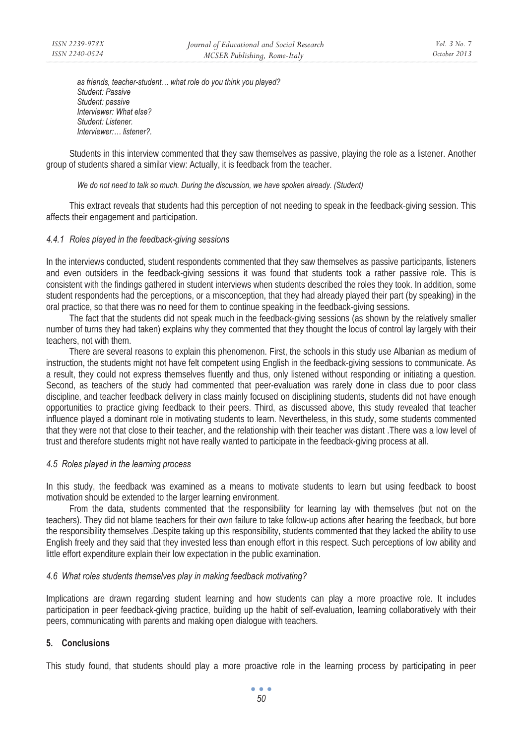*as friends, teacher-student… what role do you think you played?*
*Student: Passive*
*Student: passive*
*Interviewer: What else?*
*Student: Listener.*
*Interviewer:… listener?.*

Students in this interview commented that they saw themselves as passive, playing the role as a listener. Another group of students shared a similar view: Actually, it is feedback from the teacher.

*We do not need to talk so much. During the discussion, we have spoken already. (Student)*

This extract reveals that students had this perception of not needing to speak in the feedback-giving session. This affects their engagement and participation.

#### *4.4.1 Roles played in the feedback-giving sessions*

In the interviews conducted, student respondents commented that they saw themselves as passive participants, listeners and even outsiders in the feedback-giving sessions it was found that students took a rather passive role. This is consistent with the findings gathered in student interviews when students described the roles they took. In addition, some student respondents had the perceptions, or a misconception, that they had already played their part (by speaking) in the oral practice, so that there was no need for them to continue speaking in the feedback-giving sessions.

The fact that the students did not speak much in the feedback-giving sessions (as shown by the relatively smaller number of turns they had taken) explains why they commented that they thought the locus of control lay largely with their teachers, not with them.

There are several reasons to explain this phenomenon. First, the schools in this study use Albanian as medium of instruction, the students might not have felt competent using English in the feedback-giving sessions to communicate. As a result, they could not express themselves fluently and thus, only listened without responding or initiating a question. Second, as teachers of the study had commented that peer-evaluation was rarely done in class due to poor class discipline, and teacher feedback delivery in class mainly focused on disciplining students, students did not have enough opportunities to practice giving feedback to their peers. Third, as discussed above, this study revealed that teacher influence played a dominant role in motivating students to learn. Nevertheless, in this study, some students commented that they were not that close to their teacher, and the relationship with their teacher was distant .There was a low level of trust and therefore students might not have really wanted to participate in the feedback-giving process at all.

### *4.5 Roles played in the learning process*

In this study, the feedback was examined as a means to motivate students to learn but using feedback to boost motivation should be extended to the larger learning environment.

From the data, students commented that the responsibility for learning lay with themselves (but not on the teachers). They did not blame teachers for their own failure to take follow-up actions after hearing the feedback, but bore the responsibility themselves .Despite taking up this responsibility, students commented that they lacked the ability to use English freely and they said that they invested less than enough effort in this respect. Such perceptions of low ability and little effort expenditure explain their low expectation in the public examination.

### *4.6 What roles students themselves play in making feedback motivating?*

Implications are drawn regarding student learning and how students can play a more proactive role. It includes participation in peer feedback-giving practice, building up the habit of self-evaluation, learning collaboratively with their peers, communicating with parents and making open dialogue with teachers.

## **5. Conclusions**

This study found, that students should play a more proactive role in the learning process by participating in peer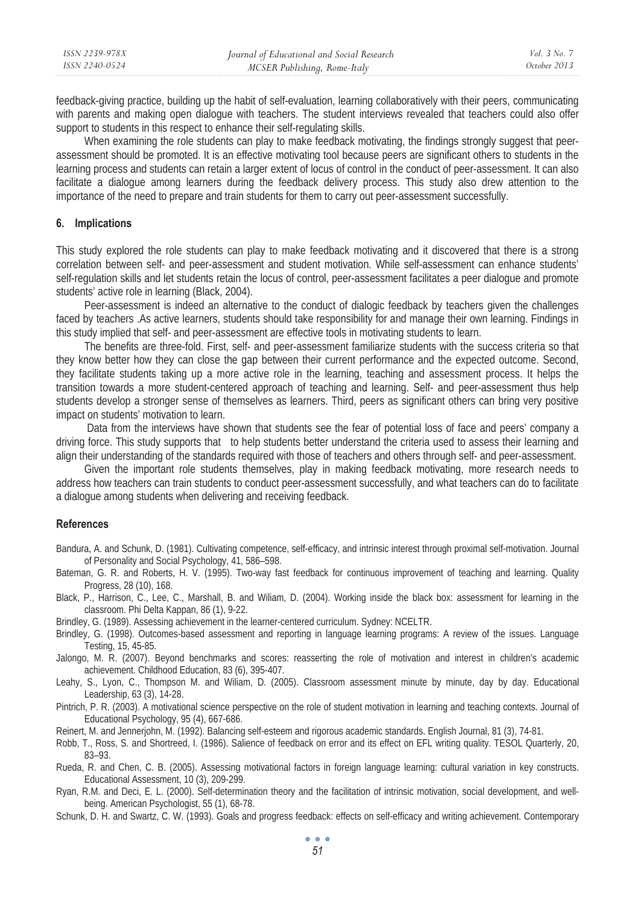feedback-giving practice, building up the habit of self-evaluation, learning collaboratively with their peers, communicating with parents and making open dialogue with teachers. The student interviews revealed that teachers could also offer support to students in this respect to enhance their self-regulating skills.

When examining the role students can play to make feedback motivating, the findings strongly suggest that peer-assessment should be promoted. It is an effective motivating tool because peers are significant others to students in the learning process and students can retain a larger extent of locus of control in the conduct of peer-assessment. It can also facilitate a dialogue among learners during the feedback delivery process. This study also drew attention to the importance of the need to prepare and train students for them to carry out peer-assessment successfully.

## 6. Implications

This study explored the role students can play to make feedback motivating and it discovered that there is a strong correlation between self- and peer-assessment and student motivation. While self-assessment can enhance students' self-regulation skills and let students retain the locus of control, peer-assessment facilitates a peer dialogue and promote students' active role in learning (Black, 2004).

Peer-assessment is indeed an alternative to the conduct of dialogic feedback by teachers given the challenges faced by teachers .As active learners, students should take responsibility for and manage their own learning. Findings in this study implied that self- and peer-assessment are effective tools in motivating students to learn.

The benefits are three-fold. First, self- and peer-assessment familiarize students with the success criteria so that they know better how they can close the gap between their current performance and the expected outcome. Second, they facilitate students taking up a more active role in the learning, teaching and assessment process. It helps the transition towards a more student-centered approach of teaching and learning. Self- and peer-assessment thus help students develop a stronger sense of themselves as learners. Third, peers as significant others can bring very positive impact on students' motivation to learn.

Data from the interviews have shown that students see the fear of potential loss of face and peers' company a driving force. This study supports that to help students better understand the criteria used to assess their learning and align their understanding of the standards required with those of teachers and others through self- and peer-assessment.

Given the important role students themselves, play in making feedback motivating, more research needs to address how teachers can train students to conduct peer-assessment successfully, and what teachers can do to facilitate a dialogue among students when delivering and receiving feedback.

## References

Bandura, A. and Schunk, D. (1981). Cultivating competence, self-efficacy, and intrinsic interest through proximal self-motivation. Journal of Personality and Social Psychology, 41, 586–598.

Bateman, G. R. and Roberts, H. V. (1995). Two-way fast feedback for continuous improvement of teaching and learning. Quality Progress, 28 (10), 168.

Black, P., Harrison, C., Lee, C., Marshall, B. and Wiliam, D. (2004). Working inside the black box: assessment for learning in the classroom. Phi Delta Kappan, 86 (1), 9-22.

Brindley, G. (1989). Assessing achievement in the learner-centered curriculum. Sydney: NCELTR.

Brindley, G. (1998). Outcomes-based assessment and reporting in language learning programs: A review of the issues. Language Testing, 15, 45-85.

Jalongo, M. R. (2007). Beyond benchmarks and scores: reasserting the role of motivation and interest in children's academic achievement. Childhood Education, 83 (6), 395-407.

Leahy, S., Lyon, C., Thompson M. and Wiliam, D. (2005). Classroom assessment minute by minute, day by day. Educational Leadership, 63 (3), 14-28.

Pintrich, P. R. (2003). A motivational science perspective on the role of student motivation in learning and teaching contexts. Journal of Educational Psychology, 95 (4), 667-686.

Reinert, M. and Jennerjohn, M. (1992). Balancing self-esteem and rigorous academic standards. English Journal, 81 (3), 74-81.

Robb, T., Ross, S. and Shortreed, I. (1986). Salience of feedback on error and its effect on EFL writing quality. TESOL Quarterly, 20, 83–93.

Rueda, R. and Chen, C. B. (2005). Assessing motivational factors in foreign language learning: cultural variation in key constructs. Educational Assessment, 10 (3), 209-299.

Ryan, R.M. and Deci, E. L. (2000). Self-determination theory and the facilitation of intrinsic motivation, social development, and well-being. American Psychologist, 55 (1), 68-78.

Schunk, D. H. and Swartz, C. W. (1993). Goals and progress feedback: effects on self-efficacy and writing achievement. Contemporary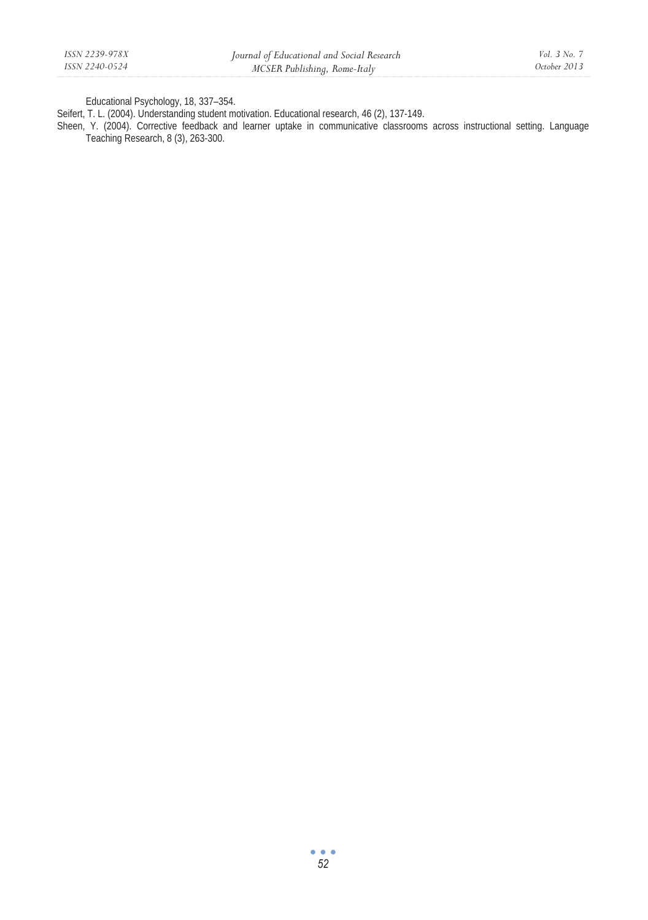Educational Psychology, 18, 337–354.

Seifert, T. L. (2004). Understanding student motivation. Educational research, 46 (2), 137-149.

Sheen, Y. (2004). Corrective feedback and learner uptake in communicative classrooms across instructional setting. Language Teaching Research, 8 (3), 263-300.